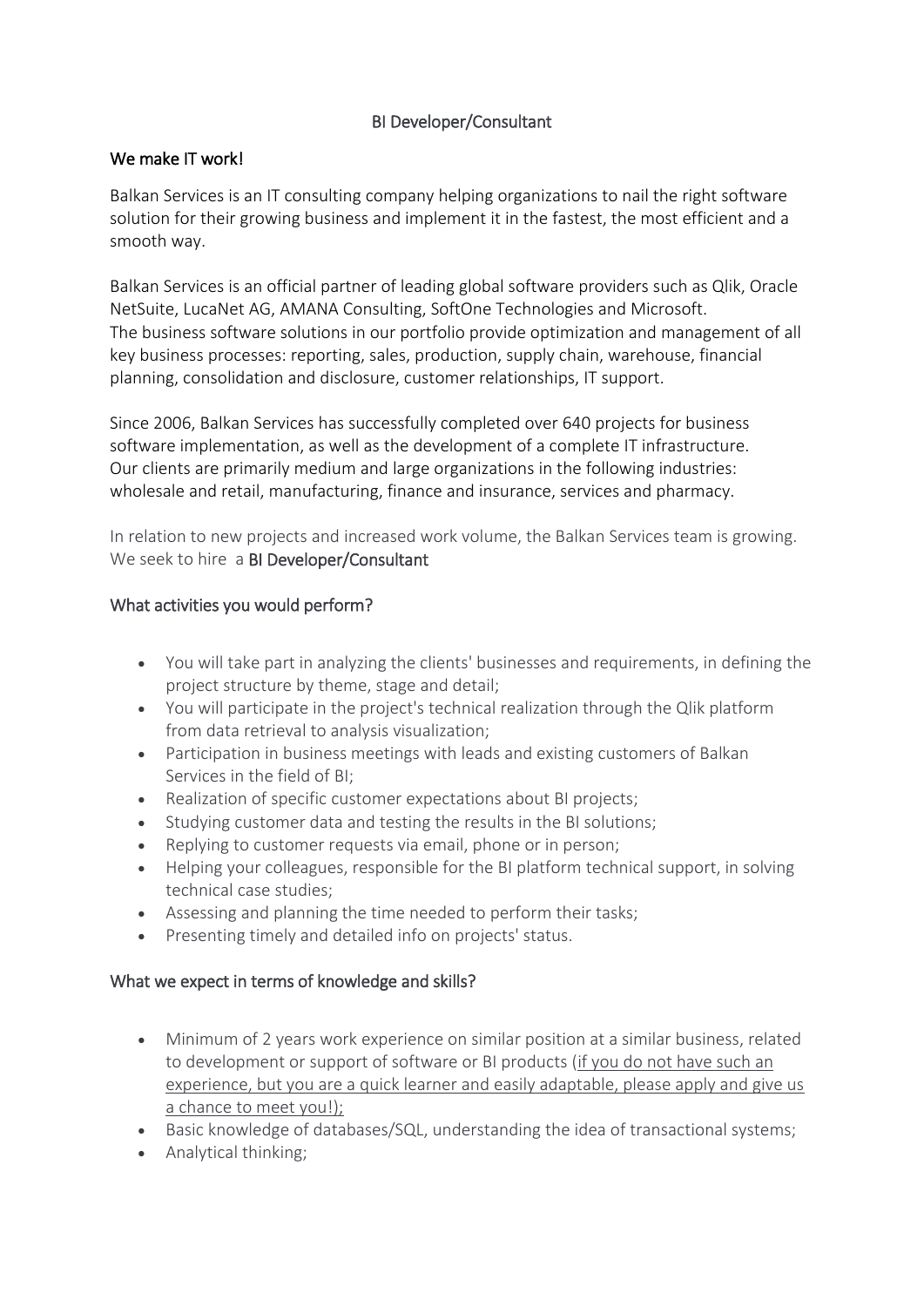# BI Developer/Consultant

## We make IT work!

Balkan Services is an IT consulting company helping organizations to nail the right software solution for their growing business and implement it in the fastest, the most efficient and a smooth way.

Balkan Services is an official partner of leading global software providers such as Qlik, Oracle NetSuite, LucaNet AG, AMANA Consulting, SoftOne Technologies and Microsoft.
The business software solutions in our portfolio provide optimization and management of all key business processes: reporting, sales, production, supply chain, warehouse, financial planning, consolidation and disclosure, customer relationships, IT support.

Since 2006, Balkan Services has successfully completed over 640 projects for business software implementation, as well as the development of a complete IT infrastructure.
Our clients are primarily medium and large organizations in the following industries: wholesale and retail, manufacturing, finance and insurance, services and pharmacy.

In relation to new projects and increased work volume, the Balkan Services team is growing.
We seek to hire a BI Developer/Consultant

## What activities you would perform?

- You will take part in analyzing the clients' businesses and requirements, in defining the project structure by theme, stage and detail;
- You will participate in the project's technical realization through the Qlik platform from data retrieval to analysis visualization;
- Participation in business meetings with leads and existing customers of Balkan Services in the field of BI;
- Realization of specific customer expectations about BI projects;
- Studying customer data and testing the results in the BI solutions;
- Replying to customer requests via email, phone or in person;
- Helping your colleagues, responsible for the BI platform technical support, in solving technical case studies;
- Assessing and planning the time needed to perform their tasks;
- Presenting timely and detailed info on projects' status.

## What we expect in terms of knowledge and skills?

- Minimum of 2 years work experience on similar position at a similar business, related to development or support of software or BI products (if you do not have such an experience, but you are a quick learner and easily adaptable, please apply and give us a chance to meet you!);
- Basic knowledge of databases/SQL, understanding the idea of transactional systems;
- Analytical thinking;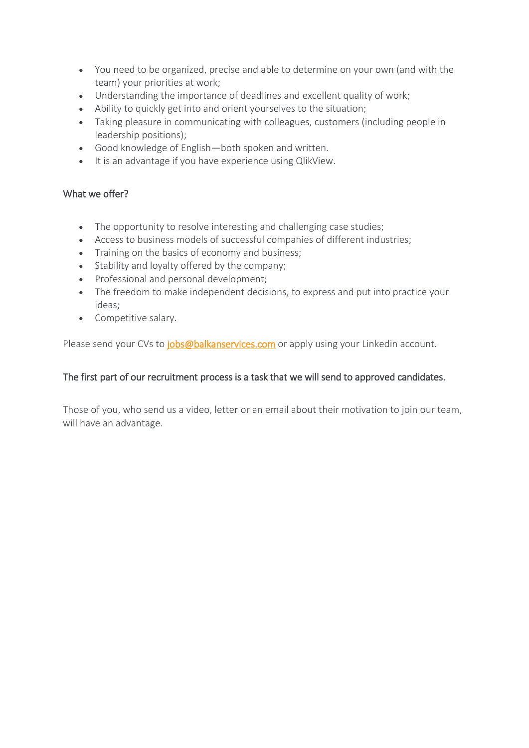- You need to be organized, precise and able to determine on your own (and with the team) your priorities at work;
- Understanding the importance of deadlines and excellent quality of work;
- Ability to quickly get into and orient yourselves to the situation;
- Taking pleasure in communicating with colleagues, customers (including people in leadership positions);
- Good knowledge of English—both spoken and written.
- It is an advantage if you have experience using QlikView.

## What we offer?

- The opportunity to resolve interesting and challenging case studies;
- Access to business models of successful companies of different industries;
- Training on the basics of economy and business;
- Stability and loyalty offered by the company;
- Professional and personal development;
- The freedom to make independent decisions, to express and put into practice your ideas;
- Competitive salary.

Please send your CVs to [jobs@balkanservices.com](mailto:jobs@balkanservices.com) or apply using your Linkedin account.

## The first part of our recruitment process is a task that we will send to approved candidates.

Those of you, who send us a video, letter or an email about their motivation to join our team, will have an advantage.